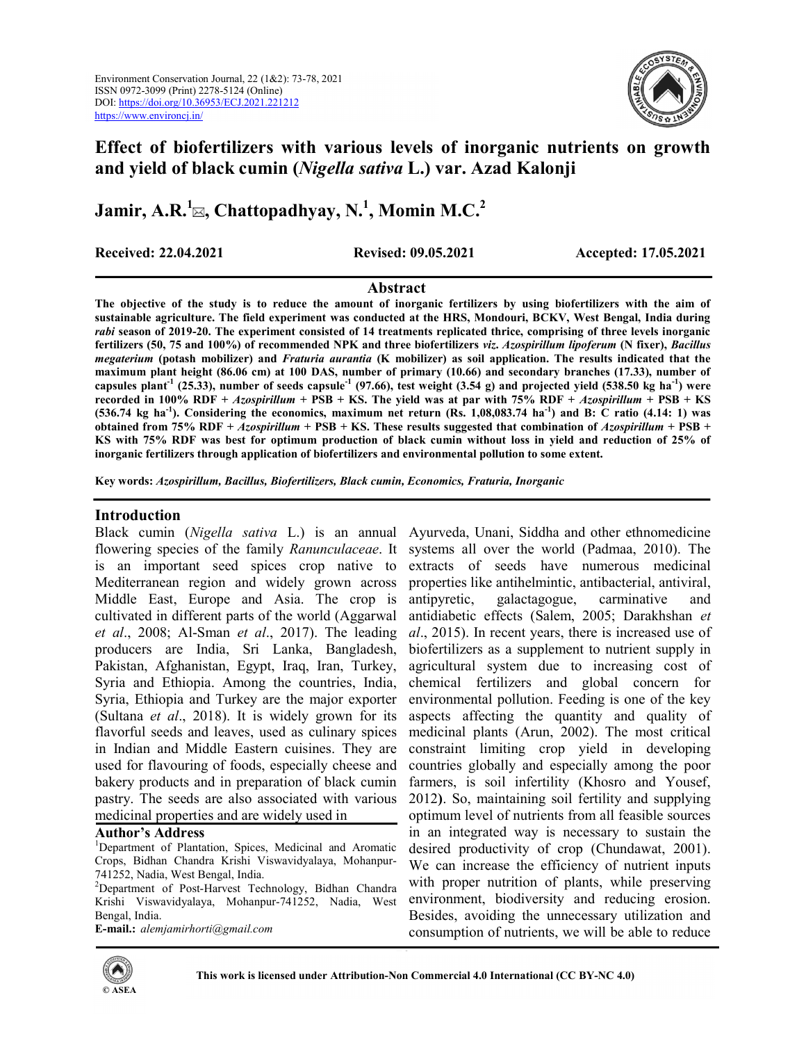# Effect of biofertilizers with various levels of inorganic nutrients on growth and yield of black cumin (*Nigella sativa* L.) var. Azad Kalonji

**Jamir, A.R.[1], Chattopadhyay, N.[1], Momin M.C.[2]**

**Received: 22.04.2021** **Revised: 09.05.2021** **Accepted: 17.05.2021**

## Abstract

**The objective of the study is to reduce the amount of inorganic fertilizers by using biofertilizers with the aim of sustainable agriculture. The field experiment was conducted at the HRS, Mondouri, BCKV, West Bengal, India during *rabi* season of 2019-20. The experiment consisted of 14 treatments replicated thrice, comprising of three levels inorganic fertilizers (50, 75 and 100%) of recommended NPK and three biofertilizers *viz. Azospirillum lipoferum* (N fixer), *Bacillus megaterium* (potash mobilizer) and *Fraturia aurantia* (K mobilizer) as soil application. The results indicated that the maximum plant height (86.06 cm) at 100 DAS, number of primary (10.66) and secondary branches (17.33), number of capsules plant$^{-1}$ (25.33), number of seeds capsule$^{-1}$ (97.66), test weight (3.54 g) and projected yield (538.50 kg ha$^{-1}$) were recorded in 100% RDF + *Azospirillum* + PSB + KS. The yield was at par with 75% RDF + *Azospirillum* + PSB + KS (536.74 kg ha$^{-1}$). Considering the economics, maximum net return (Rs. 1,08,083.74 ha$^{-1}$) and B: C ratio (4.14: 1) was obtained from 75% RDF + *Azospirillum* + PSB + KS. These results suggested that combination of *Azospirillum* + PSB + KS with 75% RDF was best for optimum production of black cumin without loss in yield and reduction of 25% of inorganic fertilizers through application of biofertilizers and environmental pollution to some extent.**

**Key words:** ***Azospirillum, Bacillus, Biofertilizers, Black cumin, Economics, Fraturia, Inorganic***

## Introduction

Black cumin (*Nigella sativa* L.) is an annual flowering species of the family *Ranunculaceae*. It is an important seed spices crop native to Mediterranean region and widely grown across Middle East, Europe and Asia. The crop is cultivated in different parts of the world (Aggarwal *et al*., 2008; Al-Sman *et al*., 2017). The leading producers are India, Sri Lanka, Bangladesh, Pakistan, Afghanistan, Egypt, Iraq, Iran, Turkey, Syria and Ethiopia. Among the countries, India, Syria, Ethiopia and Turkey are the major exporter (Sultana *et al*., 2018). It is widely grown for its flavorful seeds and leaves, used as culinary spices in Indian and Middle Eastern cuisines. They are used for flavouring of foods, especially cheese and bakery products and in preparation of black cumin pastry. The seeds are also associated with various medicinal properties and are widely used in Ayurveda, Unani, Siddha and other ethnomedicine systems all over the world (Padmaa, 2010). The extracts of seeds have numerous medicinal properties like antihelmintic, antibacterial, antiviral, antipyretic, galactagogue, carminative and antidiabetic effects (Salem, 2005; Darakhshan *et al*., 2015). In recent years, there is increased use of biofertilizers as a supplement to nutrient supply in agricultural system due to increasing cost of chemical fertilizers and global concern for environmental pollution. Feeding is one of the key aspects affecting the quantity and quality of medicinal plants (Arun, 2002). The most critical constraint limiting crop yield in developing countries globally and especially among the poor farmers, is soil infertility (Khosro and Yousef, 2012**)**. So, maintaining soil fertility and supplying optimum level of nutrients from all feasible sources in an integrated way is necessary to sustain the desired productivity of crop (Chundawat, 2001). We can increase the efficiency of nutrient inputs with proper nutrition of plants, while preserving environment, biodiversity and reducing erosion. Besides, avoiding the unnecessary utilization and consumption of nutrients, we will be able to reduce

**Author's Address**

[1]Department of Plantation, Spices, Medicinal and Aromatic Crops, Bidhan Chandra Krishi Viswavidyalaya, Mohanpur-741252, Nadia, West Bengal, India.

[2]Department of Post-Harvest Technology, Bidhan Chandra Krishi Viswavidyalaya, Mohanpur-741252, Nadia, West Bengal, India.

**E-mail.:** *alemjamirhorti@gmail.com*

**This work is licensed under Attribution-Non Commercial 4.0 International (CC BY-NC 4.0)**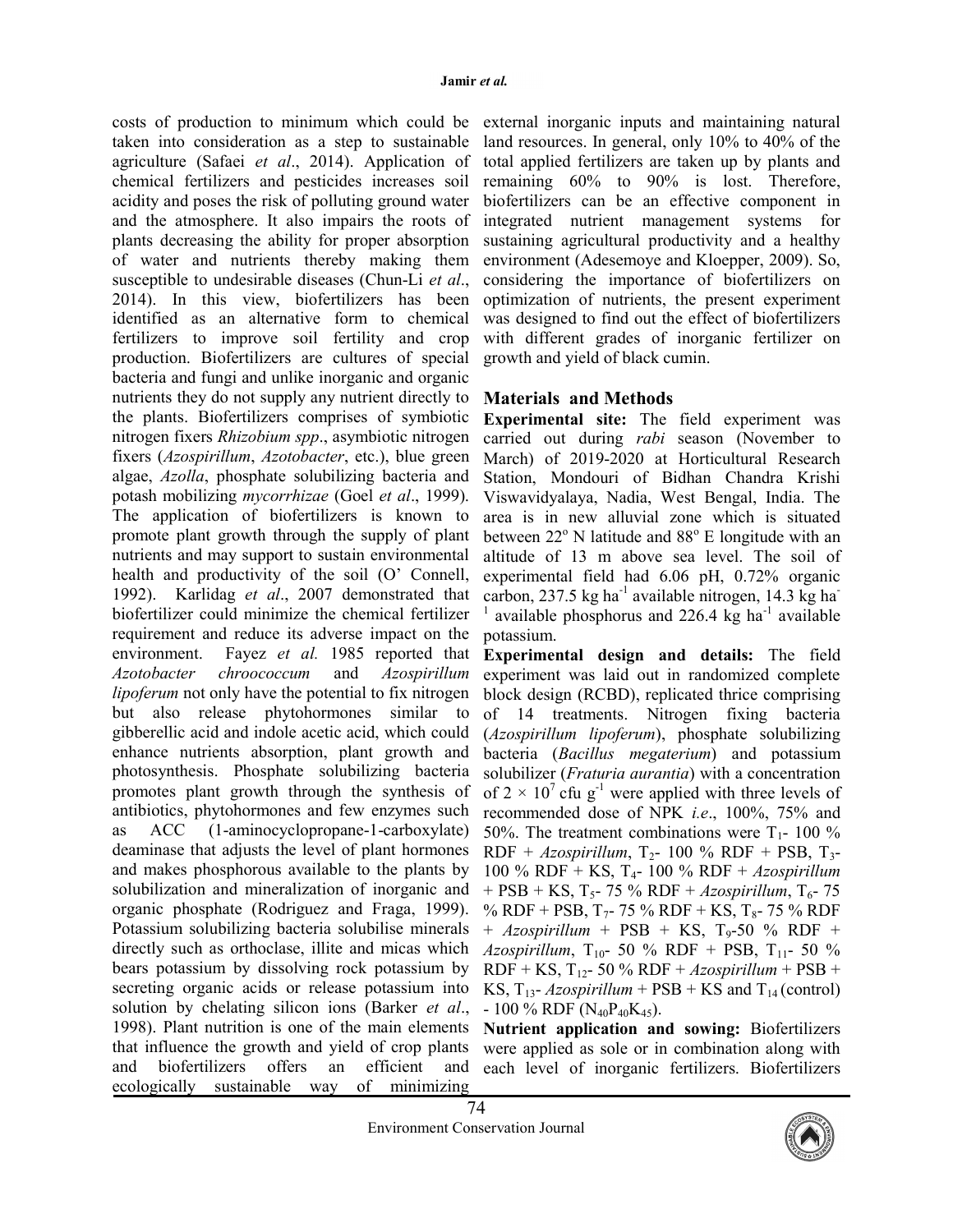costs of production to minimum which could be taken into consideration as a step to sustainable agriculture (Safaei *et al*., 2014). Application of chemical fertilizers and pesticides increases soil acidity and poses the risk of polluting ground water and the atmosphere. It also impairs the roots of plants decreasing the ability for proper absorption of water and nutrients thereby making them susceptible to undesirable diseases (Chun-Li *et al*., 2014). In this view, biofertilizers has been identified as an alternative form to chemical fertilizers to improve soil fertility and crop production. Biofertilizers are cultures of special bacteria and fungi and unlike inorganic and organic nutrients they do not supply any nutrient directly to the plants. Biofertilizers comprises of symbiotic nitrogen fixers *Rhizobium spp*., asymbiotic nitrogen fixers (*Azospirillum*, *Azotobacter*, etc.), blue green algae, *Azolla*, phosphate solubilizing bacteria and potash mobilizing *mycorrhizae* (Goel *et al*., 1999). The application of biofertilizers is known to promote plant growth through the supply of plant nutrients and may support to sustain environmental health and productivity of the soil (O' Connell, 1992). Karlidag *et al*., 2007 demonstrated that biofertilizer could minimize the chemical fertilizer requirement and reduce its adverse impact on the environment. Fayez *et al.* 1985 reported that *Azotobacter chroococcum* and *Azospirillum lipoferum* not only have the potential to fix nitrogen but also release phytohormones similar to gibberellic acid and indole acetic acid, which could enhance nutrients absorption, plant growth and photosynthesis. Phosphate solubilizing bacteria promotes plant growth through the synthesis of antibiotics, phytohormones and few enzymes such as ACC (1-aminocyclopropane-1-carboxylate) deaminase that adjusts the level of plant hormones and makes phosphorous available to the plants by solubilization and mineralization of inorganic and organic phosphate (Rodriguez and Fraga, 1999). Potassium solubilizing bacteria solubilise minerals directly such as orthoclase, illite and micas which bears potassium by dissolving rock potassium by secreting organic acids or release potassium into solution by chelating silicon ions (Barker *et al*., 1998). Plant nutrition is one of the main elements that influence the growth and yield of crop plants and biofertilizers offers an efficient and ecologically sustainable way of minimizing external inorganic inputs and maintaining natural land resources. In general, only 10% to 40% of the total applied fertilizers are taken up by plants and remaining 60% to 90% is lost. Therefore, biofertilizers can be an effective component in integrated nutrient management systems for sustaining agricultural productivity and a healthy environment (Adesemoye and Kloepper, 2009). So, considering the importance of biofertilizers on optimization of nutrients, the present experiment was designed to find out the effect of biofertilizers with different grades of inorganic fertilizer on growth and yield of black cumin.

## Materials and Methods

**Experimental site:** The field experiment was carried out during *rabi* season (November to March) of 2019-2020 at Horticultural Research Station, Mondouri of Bidhan Chandra Krishi Viswavidyalaya, Nadia, West Bengal, India. The area is in new alluvial zone which is situated between 22° N latitude and 88° E longitude with an altitude of 13 m above sea level. The soil of experimental field had 6.06 pH, 0.72% organic carbon, 237.5 kg ha$^{-1}$ available nitrogen, 14.3 kg ha$^{-1}$ available phosphorus and 226.4 kg ha$^{-1}$ available potassium.

**Experimental design and details:** The field experiment was laid out in randomized complete block design (RCBD), replicated thrice comprising of 14 treatments. Nitrogen fixing bacteria (*Azospirillum lipoferum*), phosphate solubilizing bacteria (*Bacillus megaterium*) and potassium solubilizer (*Fraturia aurantia*) with a concentration of $2 \times 10^7$ cfu g$^{-1}$ were applied with three levels of recommended dose of NPK *i.e*., 100%, 75% and 50%. The treatment combinations were $T_1$- 100 % RDF + *Azospirillum*, $T_2$- 100 % RDF + PSB, $T_3$- 100 % RDF + KS, $T_4$- 100 % RDF + *Azospirillum* + PSB + KS, $T_5$- 75 % RDF + *Azospirillum*, $T_6$- 75 % RDF + PSB, $T_7$- 75 % RDF + KS, $T_8$- 75 % RDF + *Azospirillum* + PSB + KS, $T_9$-50 % RDF + *Azospirillum*, $T_{10}$- 50 % RDF + PSB, $T_{11}$- 50 % RDF + KS, $T_{12}$- 50 % RDF + *Azospirillum* + PSB + KS, $T_{13}$- *Azospirillum* + PSB + KS and $T_{14}$ (control) - 100 % RDF ($N_{40}P_{40}K_{45}$).

**Nutrient application and sowing:** Biofertilizers were applied as sole or in combination along with each level of inorganic fertilizers. Biofertilizers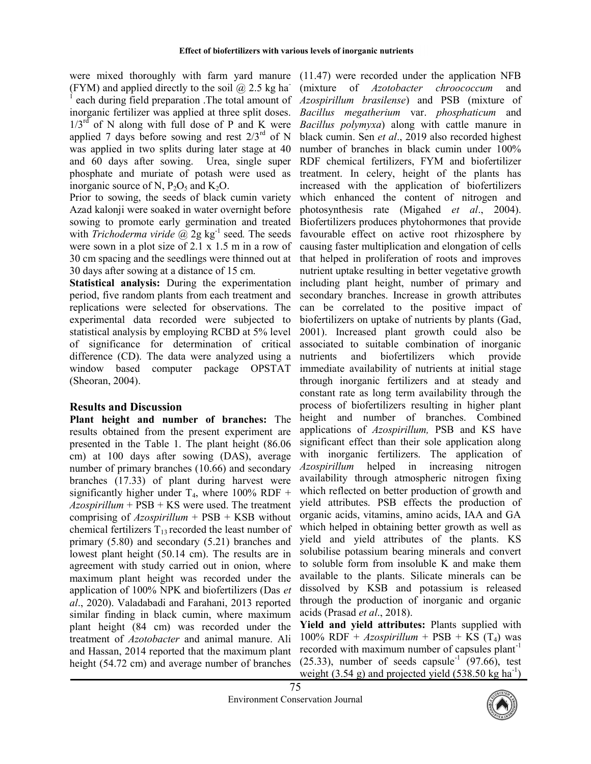were mixed thoroughly with farm yard manure (FYM) and applied directly to the soil @ 2.5 kg $ha^{-1}$ each during field preparation .The total amount of inorganic fertilizer was applied at three split doses. $1/3^{rd}$ of N along with full dose of P and K were applied 7 days before sowing and rest $2/3^{rd}$ of N was applied in two splits during later stage at 40 and 60 days after sowing. Urea, single super phosphate and muriate of potash were used as inorganic source of N, $P_2O_5$ and $K_2O$.

Prior to sowing, the seeds of black cumin variety Azad kalonji were soaked in water overnight before sowing to promote early germination and treated with *Trichoderma viride* @ 2g $kg^{-1}$ seed. The seeds were sown in a plot size of 2.1 x 1.5 m in a row of 30 cm spacing and the seedlings were thinned out at 30 days after sowing at a distance of 15 cm.

**Statistical analysis:** During the experimentation period, five random plants from each treatment and replications were selected for observations. The experimental data recorded were subjected to statistical analysis by employing RCBD at 5% level of significance for determination of critical difference (CD). The data were analyzed using a window based computer package OPSTAT (Sheoran, 2004).

## Results and Discussion

**Plant height and number of branches:** The results obtained from the present experiment are presented in the Table 1. The plant height (86.06 cm) at 100 days after sowing (DAS), average number of primary branches (10.66) and secondary branches (17.33) of plant during harvest were significantly higher under $T_4$, where 100% RDF + *Azospirillum* + PSB + KS were used. The treatment comprising of *Azospirillum* + PSB + KSB without chemical fertilizers $T_{13}$ recorded the least number of primary (5.80) and secondary (5.21) branches and lowest plant height (50.14 cm). The results are in agreement with study carried out in onion, where maximum plant height was recorded under the application of 100% NPK and biofertilizers (Das *et al*., 2020). Valadabadi and Farahani, 2013 reported similar finding in black cumin, where maximum plant height (84 cm) was recorded under the treatment of *Azotobacter* and animal manure. Ali and Hassan, 2014 reported that the maximum plant height (54.72 cm) and average number of branches (11.47) were recorded under the application NFB (mixture of *Azotobacter chroococcum* and *Azospirillum brasilense*) and PSB (mixture of *Bacillus megatherium* var. *phosphaticum* and *Bacillus polymyxa*) along with cattle manure in black cumin. Sen *et al*., 2019 also recorded highest number of branches in black cumin under 100% RDF chemical fertilizers, FYM and biofertilizer treatment. In celery, height of the plants has increased with the application of biofertilizers which enhanced the content of nitrogen and photosynthesis rate (Migahed *et al*., 2004). Biofertilizers produces phytohormones that provide favourable effect on active root rhizosphere by causing faster multiplication and elongation of cells that helped in proliferation of roots and improves nutrient uptake resulting in better vegetative growth including plant height, number of primary and secondary branches. Increase in growth attributes can be correlated to the positive impact of biofertilizers on uptake of nutrients by plants (Gad, 2001). Increased plant growth could also be associated to suitable combination of inorganic nutrients and biofertilizers which provide immediate availability of nutrients at initial stage through inorganic fertilizers and at steady and constant rate as long term availability through the process of biofertilizers resulting in higher plant height and number of branches. Combined applications of *Azospirillum,* PSB and KS have significant effect than their sole application along with inorganic fertilizers. The application of *Azospirillum* helped in increasing nitrogen availability through atmospheric nitrogen fixing which reflected on better production of growth and yield attributes. PSB effects the production of organic acids, vitamins, amino acids, IAA and GA which helped in obtaining better growth as well as yield and yield attributes of the plants. KS solubilise potassium bearing minerals and convert to soluble form from insoluble K and make them available to the plants. Silicate minerals can be dissolved by KSB and potassium is released through the production of inorganic and organic acids (Prasad *et al*., 2018).

**Yield and yield attributes:** Plants supplied with 100% RDF + *Azospirillum* + PSB + KS ($T_4$) was recorded with maximum number of capsules $plant^{-1}$ (25.33), number of seeds $capsule^{-1}$ (97.66), test weight (3.54 g) and projected yield (538.50 kg $ha^{-1}$)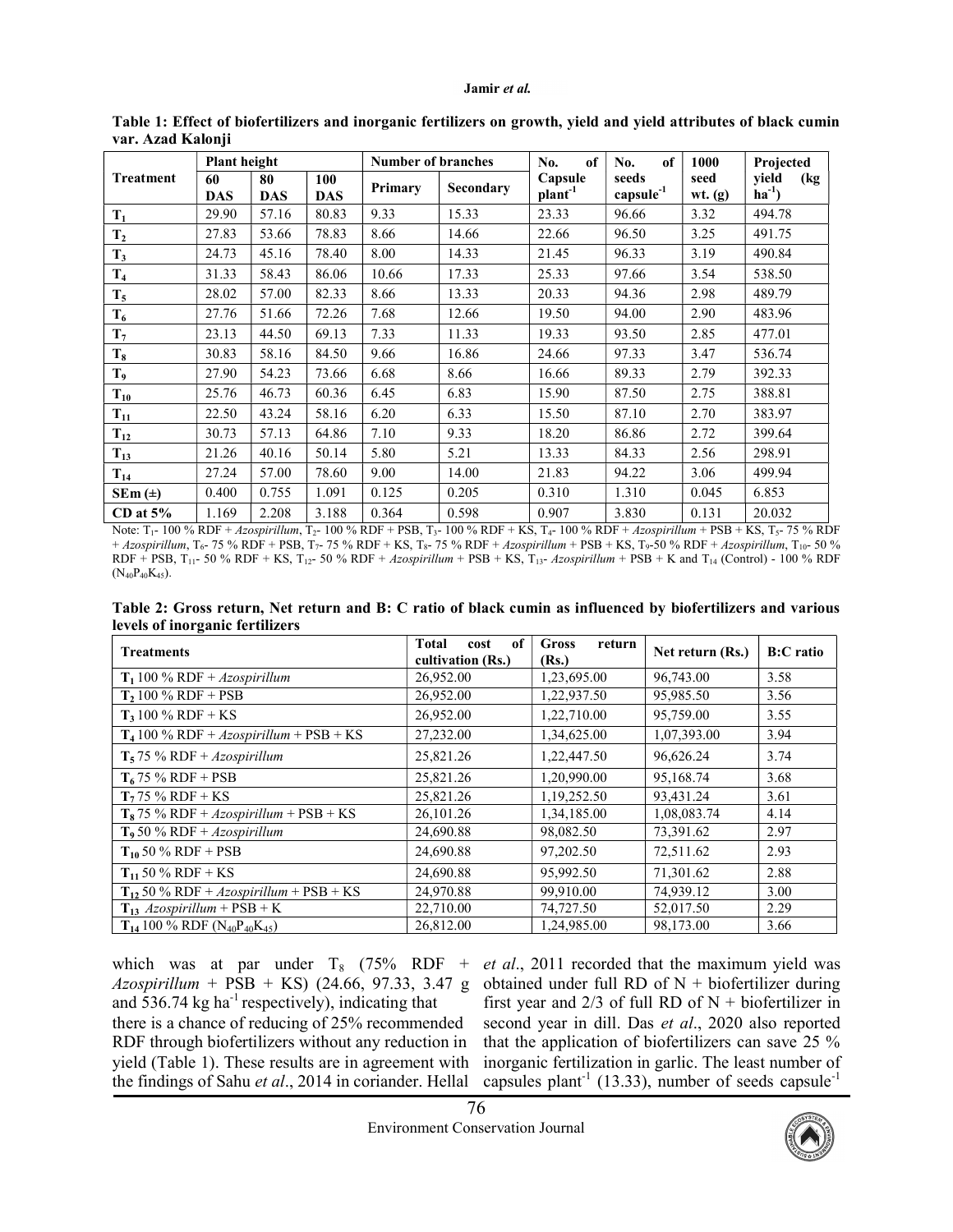**Table 1: Effect of biofertilizers and inorganic fertilizers on growth, yield and yield attributes of black cumin var. Azad Kalonji**

| Treatment | Plant height | | | Number of branches | | No. of Capsule $plant^{-1}$ | No. of seeds $capsule^{-1}$ | 1000 seed wt. (g) | Projected yield (kg $ha^{-1}$) |
|---|---|---|---|---|---|---|---|---|---|
| | 60 DAS | 80 DAS | 100 DAS | Primary | Secondary | | | | |
| $T_1$ | 29.90 | 57.16 | 80.83 | 9.33 | 15.33 | 23.33 | 96.66 | 3.32 | 494.78 |
| $T_2$ | 27.83 | 53.66 | 78.83 | 8.66 | 14.66 | 22.66 | 96.50 | 3.25 | 491.75 |
| $T_3$ | 24.73 | 45.16 | 78.40 | 8.00 | 14.33 | 21.45 | 96.33 | 3.19 | 490.84 |
| $T_4$ | 31.33 | 58.43 | 86.06 | 10.66 | 17.33 | 25.33 | 97.66 | 3.54 | 538.50 |
| $T_5$ | 28.02 | 57.00 | 82.33 | 8.66 | 13.33 | 20.33 | 94.36 | 2.98 | 489.79 |
| $T_6$ | 27.76 | 51.66 | 72.26 | 7.68 | 12.66 | 19.50 | 94.00 | 2.90 | 483.96 |
| $T_7$ | 23.13 | 44.50 | 69.13 | 7.33 | 11.33 | 19.33 | 93.50 | 2.85 | 477.01 |
| $T_8$ | 30.83 | 58.16 | 84.50 | 9.66 | 16.86 | 24.66 | 97.33 | 3.47 | 536.74 |
| $T_9$ | 27.90 | 54.23 | 73.66 | 6.68 | 8.66 | 16.66 | 89.33 | 2.79 | 392.33 |
| $T_{10}$ | 25.76 | 46.73 | 60.36 | 6.45 | 6.83 | 15.90 | 87.50 | 2.75 | 388.81 |
| $T_{11}$ | 22.50 | 43.24 | 58.16 | 6.20 | 6.33 | 15.50 | 87.10 | 2.70 | 383.97 |
| $T_{12}$ | 30.73 | 57.13 | 64.86 | 7.10 | 9.33 | 18.20 | 86.86 | 2.72 | 399.64 |
| $T_{13}$ | 21.26 | 40.16 | 50.14 | 5.80 | 5.21 | 13.33 | 84.33 | 2.56 | 298.91 |
| $T_{14}$ | 27.24 | 57.00 | 78.60 | 9.00 | 14.00 | 21.83 | 94.22 | 3.06 | 499.94 |
| SEm (±) | 0.400 | 0.755 | 1.091 | 0.125 | 0.205 | 0.310 | 1.310 | 0.045 | 6.853 |
| CD at 5% | 1.169 | 2.208 | 3.188 | 0.364 | 0.598 | 0.907 | 3.830 | 0.131 | 20.032 |

Note: $T_1$- 100 % RDF + *Azospirillum*, $T_2$- 100 % RDF + PSB, $T_3$- 100 % RDF + KS, $T_4$- 100 % RDF + *Azospirillum* + PSB + KS, $T_5$- 75 % RDF + *Azospirillum*, $T_6$- 75 % RDF + PSB, $T_7$- 75 % RDF + KS, $T_8$- 75 % RDF + *Azospirillum* + PSB + KS, $T_9$-50 % RDF + *Azospirillum*, $T_{10}$- 50 % RDF + PSB, $T_{11}$- 50 % RDF + KS, $T_{12}$- 50 % RDF + *Azospirillum* + PSB + KS, $T_{13}$- *Azospirillum* + PSB + K and $T_{14}$ (Control) - 100 % RDF ($N_{40}P_{40}K_{45}$).

**Table 2: Gross return, Net return and B: C ratio of black cumin as influenced by biofertilizers and various levels of inorganic fertilizers**

| Treatments | Total cost of cultivation (Rs.) | Gross return (Rs.) | Net return (Rs.) | B:C ratio |
|---|---|---|---|---|
| $T_1$ 100 % RDF + *Azospirillum* | 26,952.00 | 1,23,695.00 | 96,743.00 | 3.58 |
| $T_2$ 100 % RDF + PSB | 26,952.00 | 1,22,937.50 | 95,985.50 | 3.56 |
| $T_3$ 100 % RDF + KS | 26,952.00 | 1,22,710.00 | 95,759.00 | 3.55 |
| $T_4$ 100 % RDF + *Azospirillum* + PSB + KS | 27,232.00 | 1,34,625.00 | 1,07,393.00 | 3.94 |
| $T_5$ 75 % RDF + *Azospirillum* | 25,821.26 | 1,22,447.50 | 96,626.24 | 3.74 |
| $T_6$ 75 % RDF + PSB | 25,821.26 | 1,20,990.00 | 95,168.74 | 3.68 |
| $T_7$ 75 % RDF + KS | 25,821.26 | 1,19,252.50 | 93,431.24 | 3.61 |
| $T_8$ 75 % RDF + *Azospirillum* + PSB + KS | 26,101.26 | 1,34,185.00 | 1,08,083.74 | 4.14 |
| $T_9$ 50 % RDF + *Azospirillum* | 24,690.88 | 98,082.50 | 73,391.62 | 2.97 |
| $T_{10}$ 50 % RDF + PSB | 24,690.88 | 97,202.50 | 72,511.62 | 2.93 |
| $T_{11}$ 50 % RDF + KS | 24,690.88 | 95,992.50 | 71,301.62 | 2.88 |
| $T_{12}$ 50 % RDF + *Azospirillum* + PSB + KS | 24,970.88 | 99,910.00 | 74,939.12 | 3.00 |
| $T_{13}$ *Azospirillum* + PSB + K | 22,710.00 | 74,727.50 | 52,017.50 | 2.29 |
| $T_{14}$ 100 % RDF ($N_{40}P_{40}K_{45}$) | 26,812.00 | 1,24,985.00 | 98,173.00 | 3.66 |

which was at par under $T_8$ (75% RDF + *Azospirillum* + PSB + KS) (24.66, 97.33, 3.47 g and 536.74 kg $ha^{-1}$ respectively), indicating that there is a chance of reducing of 25% recommended RDF through biofertilizers without any reduction in yield (Table 1). These results are in agreement with the findings of Sahu *et al*., 2014 in coriander. Hellal *et al*., 2011 recorded that the maximum yield was obtained under full RD of N + biofertilizer during first year and 2/3 of full RD of N + biofertilizer in second year in dill. Das *et al*., 2020 also reported that the application of biofertilizers can save 25 % inorganic fertilization in garlic. The least number of capsules $plant^{-1}$ (13.33), number of seeds $capsule^{-1}$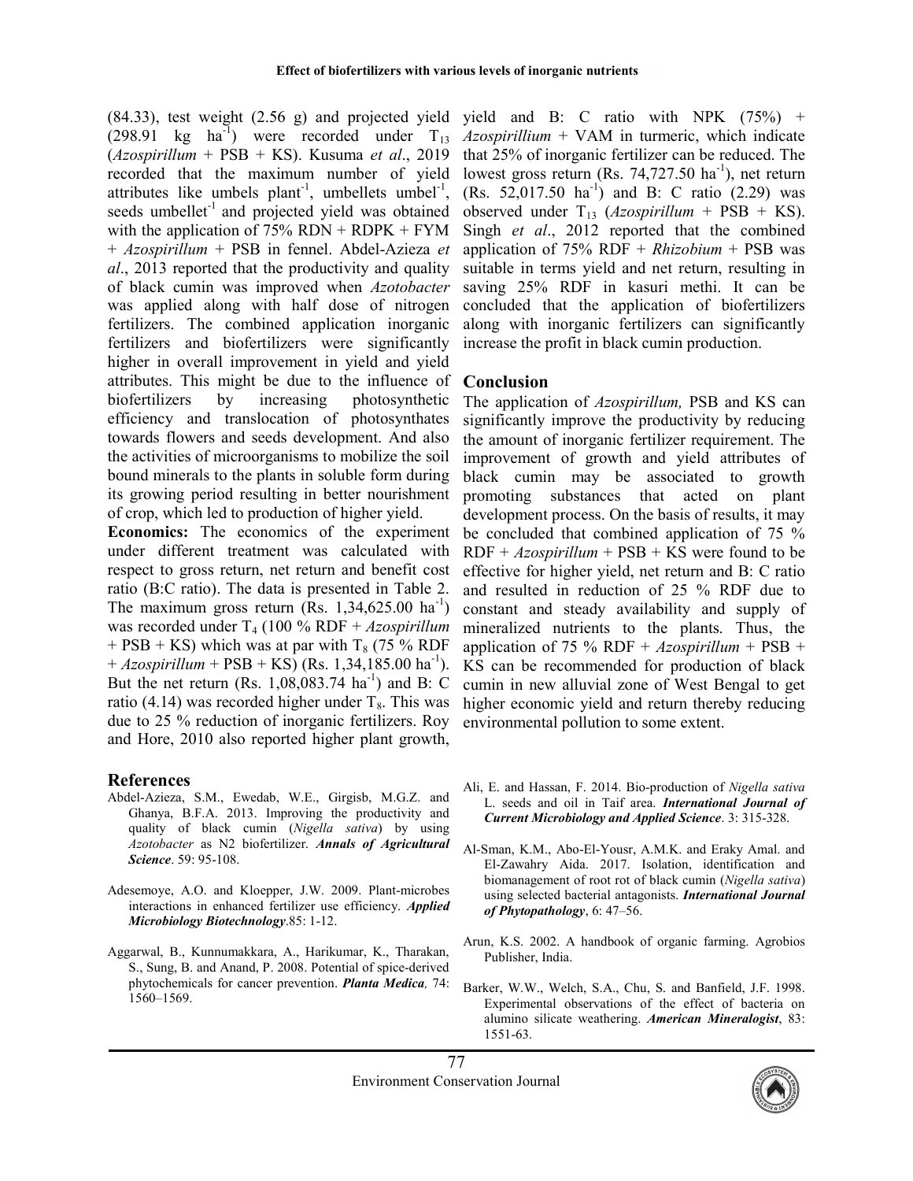(84.33), test weight (2.56 g) and projected yield (298.91 kg ha$^{-1}$) were recorded under $T_{13}$ (*Azospirillum* + PSB + KS). Kusuma *et al*., 2019 recorded that the maximum number of yield attributes like umbels plant$^{-1}$, umbellets umbel$^{-1}$, seeds umbellet$^{-1}$ and projected yield was obtained with the application of 75% RDN + RDPK + FYM + *Azospirillum* + PSB in fennel. Abdel-Azieza *et al*., 2013 reported that the productivity and quality of black cumin was improved when *Azotobacter* was applied along with half dose of nitrogen fertilizers. The combined application inorganic fertilizers and biofertilizers were significantly higher in overall improvement in yield and yield attributes. This might be due to the influence of biofertilizers by increasing photosynthetic efficiency and translocation of photosynthates towards flowers and seeds development. And also the activities of microorganisms to mobilize the soil bound minerals to the plants in soluble form during its growing period resulting in better nourishment of crop, which led to production of higher yield.

**Economics:** The economics of the experiment under different treatment was calculated with respect to gross return, net return and benefit cost ratio (B:C ratio). The data is presented in Table 2. The maximum gross return (Rs. 1,34,625.00 ha$^{-1}$) was recorded under $T_4$ (100 % RDF + *Azospirillum* + PSB + KS) which was at par with $T_8$ (75 % RDF + *Azospirillum* + PSB + KS) (Rs. 1,34,185.00 ha$^{-1}$). But the net return (Rs. 1,08,083.74 ha$^{-1}$) and B: C ratio (4.14) was recorded higher under $T_8$. This was due to 25 % reduction of inorganic fertilizers. Roy and Hore, 2010 also reported higher plant growth, yield and B: C ratio with NPK (75%) + *Azospirillium* + VAM in turmeric, which indicate that 25% of inorganic fertilizer can be reduced. The lowest gross return (Rs. 74,727.50 ha$^{-1}$), net return (Rs. 52,017.50 ha$^{-1}$) and B: C ratio (2.29) was observed under $T_{13}$ (*Azospirillum* + PSB + KS). Singh *et al*., 2012 reported that the combined application of 75% RDF + *Rhizobium* + PSB was suitable in terms yield and net return, resulting in saving 25% RDF in kasuri methi. It can be concluded that the application of biofertilizers along with inorganic fertilizers can significantly increase the profit in black cumin production.

## Conclusion

The application of *Azospirillum,* PSB and KS can significantly improve the productivity by reducing the amount of inorganic fertilizer requirement. The improvement of growth and yield attributes of black cumin may be associated to growth promoting substances that acted on plant development process. On the basis of results, it may be concluded that combined application of 75 % RDF + *Azospirillum* + PSB + KS were found to be effective for higher yield, net return and B: C ratio and resulted in reduction of 25 % RDF due to constant and steady availability and supply of mineralized nutrients to the plants. Thus, the application of 75 % RDF + *Azospirillum* + PSB + KS can be recommended for production of black cumin in new alluvial zone of West Bengal to get higher economic yield and return thereby reducing environmental pollution to some extent.

## References

Abdel-Azieza, S.M., Ewedab, W.E., Girgisb, M.G.Z. and Ghanya, B.F.A. 2013. Improving the productivity and quality of black cumin (*Nigella sativa*) by using *Azotobacter* as N2 biofertilizer. ***Annals of Agricultural Science***. 59: 95-108.

Adesemoye, A.O. and Kloepper, J.W. 2009. Plant-microbes interactions in enhanced fertilizer use efficiency. ***Applied Microbiology Biotechnology***.85: 1-12.

Aggarwal, B., Kunnumakkara, A., Harikumar, K., Tharakan, S., Sung, B. and Anand, P. 2008. Potential of spice-derived phytochemicals for cancer prevention. ***Planta Medica,*** 74: 1560–1569.

Ali, E. and Hassan, F. 2014. Bio-production of *Nigella sativa* L. seeds and oil in Taif area. ***International Journal of Current Microbiology and Applied Science***. 3: 315-328.

Al-Sman, K.M., Abo-El-Yousr, A.M.K. and Eraky Amal. and El-Zawahry Aida. 2017. Isolation, identification and biomanagement of root rot of black cumin (*Nigella sativa*) using selected bacterial antagonists. ***International Journal of Phytopathology***, 6: 47–56.

Arun, K.S. 2002. A handbook of organic farming. Agrobios Publisher, India.

Barker, W.W., Welch, S.A., Chu, S. and Banfield, J.F. 1998. Experimental observations of the effect of bacteria on alumino silicate weathering. ***American Mineralogist***, 83: 1551-63.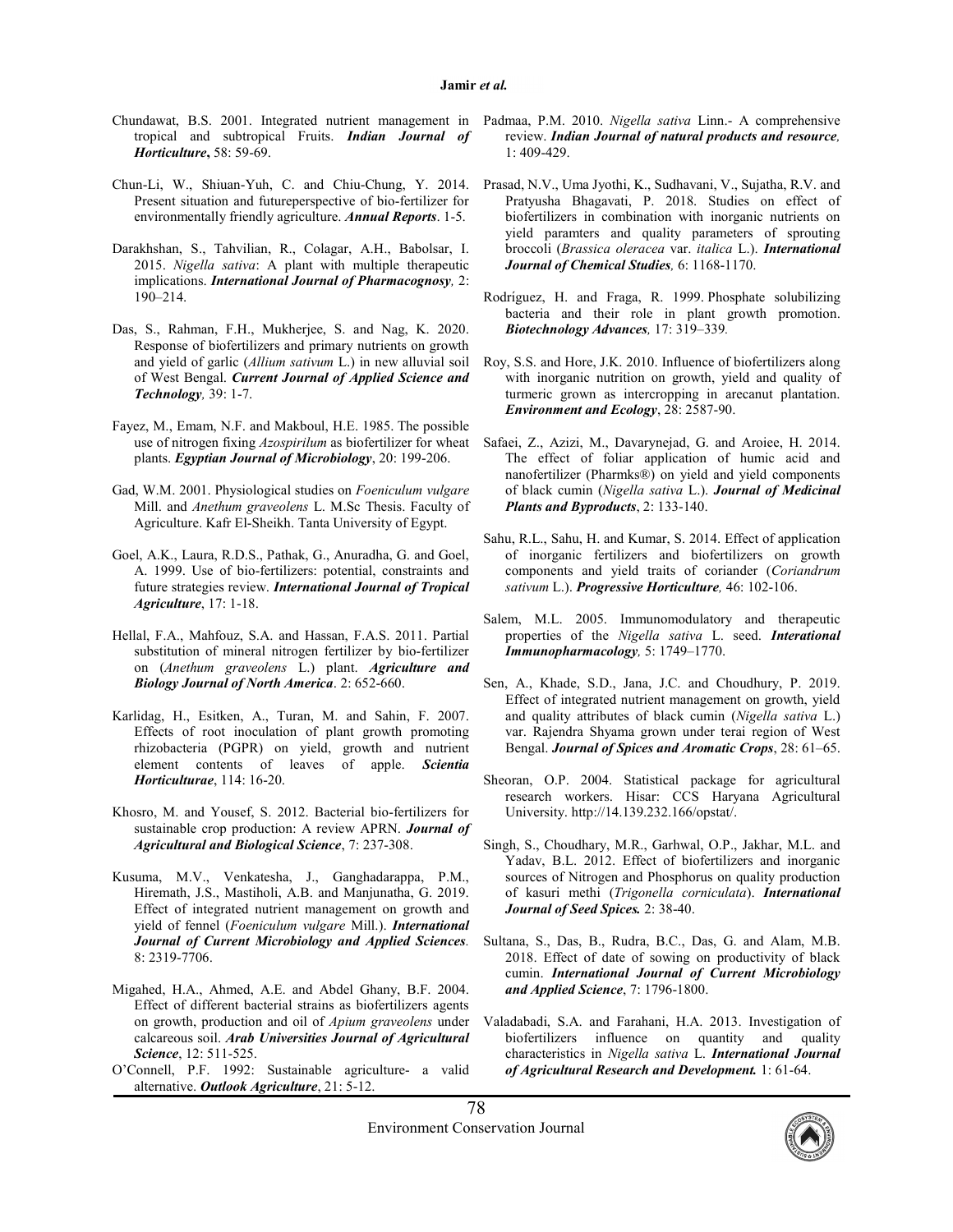Chundawat, B.S. 2001. Integrated nutrient management in tropical and subtropical Fruits. ***Indian Journal of Horticulture***, 58: 59-69.

Chun-Li, W., Shiuan-Yuh, C. and Chiu-Chung, Y. 2014. Present situation and futureperspective of bio-fertilizer for environmentally friendly agriculture. ***Annual Reports***. 1-5.

Darakhshan, S., Tahvilian, R., Colagar, A.H., Babolsar, I. 2015. *Nigella sativa*: A plant with multiple therapeutic implications. ***International Journal of Pharmacognosy,*** 2: 190–214.

Das, S., Rahman, F.H., Mukherjee, S. and Nag, K. 2020. Response of biofertilizers and primary nutrients on growth and yield of garlic (*Allium sativum* L.) in new alluvial soil of West Bengal. ***Current Journal of Applied Science and Technology,*** 39: 1-7.

Fayez, M., Emam, N.F. and Makboul, H.E. 1985. The possible use of nitrogen fixing *Azospirilum* as biofertilizer for wheat plants. ***Egyptian Journal of Microbiology***, 20: 199-206.

Gad, W.M. 2001. Physiological studies on *Foeniculum vulgare* Mill. and *Anethum graveolens* L. M.Sc Thesis. Faculty of Agriculture. Kafr El-Sheikh. Tanta University of Egypt.

Goel, A.K., Laura, R.D.S., Pathak, G., Anuradha, G. and Goel, A. 1999. Use of bio-fertilizers: potential, constraints and future strategies review. ***International Journal of Tropical Agriculture***, 17: 1-18.

Hellal, F.A., Mahfouz, S.A. and Hassan, F.A.S. 2011. Partial substitution of mineral nitrogen fertilizer by bio-fertilizer on (*Anethum graveolens* L.) plant. ***Agriculture and Biology Journal of North America***. 2: 652-660.

Karlidag, H., Esitken, A., Turan, M. and Sahin, F. 2007. Effects of root inoculation of plant growth promoting rhizobacteria (PGPR) on yield, growth and nutrient element contents of leaves of apple. ***Scientia Horticulturae***, 114: 16-20.

Khosro, M. and Yousef, S. 2012. Bacterial bio-fertilizers for sustainable crop production: A review APRN. ***Journal of Agricultural and Biological Science***, 7: 237-308.

Kusuma, M.V., Venkatesha, J., Ganghadarappa, P.M., Hiremath, J.S., Mastiholi, A.B. and Manjunatha, G. 2019. Effect of integrated nutrient management on growth and yield of fennel (*Foeniculum vulgare* Mill.). ***International Journal of Current Microbiology and Applied Sciences***. 8: 2319-7706.

Migahed, H.A., Ahmed, A.E. and Abdel Ghany, B.F. 2004. Effect of different bacterial strains as biofertilizers agents on growth, production and oil of *Apium graveolens* under calcareous soil. ***Arab Universities Journal of Agricultural Science***, 12: 511-525.

O'Connell, P.F. 1992: Sustainable agriculture- a valid alternative. ***Outlook Agriculture***, 21: 5-12.

Padmaa, P.M. 2010. *Nigella sativa* Linn.- A comprehensive review. ***Indian Journal of natural products and resource,*** 1: 409-429.

Prasad, N.V., Uma Jyothi, K., Sudhavani, V., Sujatha, R.V. and Pratyusha Bhagavati, P. 2018. Studies on effect of biofertilizers in combination with inorganic nutrients on yield paramters and quality parameters of sprouting broccoli (*Brassica oleracea* var. *italica* L.). ***International Journal of Chemical Studies,*** 6: 1168-1170.

Rodríguez, H. and Fraga, R. 1999. Phosphate solubilizing bacteria and their role in plant growth promotion. ***Biotechnology Advances,*** 17: 319–339.

Roy, S.S. and Hore, J.K. 2010. Influence of biofertilizers along with inorganic nutrition on growth, yield and quality of turmeric grown as intercropping in arecanut plantation. ***Environment and Ecology***, 28: 2587-90.

Safaei, Z., Azizi, M., Davarynejad, G. and Aroiee, H. 2014. The effect of foliar application of humic acid and nanofertilizer (Pharmks®) on yield and yield components of black cumin (*Nigella sativa* L.). ***Journal of Medicinal Plants and Byproducts***, 2: 133-140.

Sahu, R.L., Sahu, H. and Kumar, S. 2014. Effect of application of inorganic fertilizers and biofertilizers on growth components and yield traits of coriander (*Coriandrum sativum* L.). ***Progressive Horticulture,*** 46: 102-106.

Salem, M.L. 2005. Immunomodulatory and therapeutic properties of the *Nigella sativa* L. seed. ***Interational Immunopharmacology,*** 5: 1749–1770.

Sen, A., Khade, S.D., Jana, J.C. and Choudhury, P. 2019. Effect of integrated nutrient management on growth, yield and quality attributes of black cumin (*Nigella sativa* L.) var. Rajendra Shyama grown under terai region of West Bengal. ***Journal of Spices and Aromatic Crops***, 28: 61–65.

Sheoran, O.P. 2004. Statistical package for agricultural research workers. Hisar: CCS Haryana Agricultural University. http://14.139.232.166/opstat/.

Singh, S., Choudhary, M.R., Garhwal, O.P., Jakhar, M.L. and Yadav, B.L. 2012. Effect of biofertilizers and inorganic sources of Nitrogen and Phosphorus on quality production of kasuri methi (*Trigonella corniculata*). ***International Journal of Seed Spices.*** 2: 38-40.

Sultana, S., Das, B., Rudra, B.C., Das, G. and Alam, M.B. 2018. Effect of date of sowing on productivity of black cumin. ***International Journal of Current Microbiology and Applied Science***, 7: 1796-1800.

Valadabadi, S.A. and Farahani, H.A. 2013. Investigation of biofertilizers influence on quantity and quality characteristics in *Nigella sativa* L. ***International Journal of Agricultural Research and Development.*** 1: 61-64.